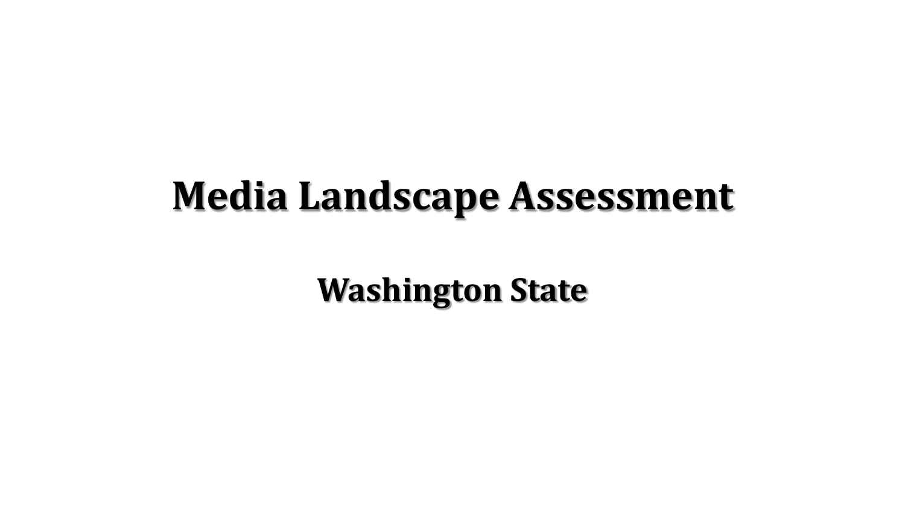# Media Landscape Assessment

## Washington State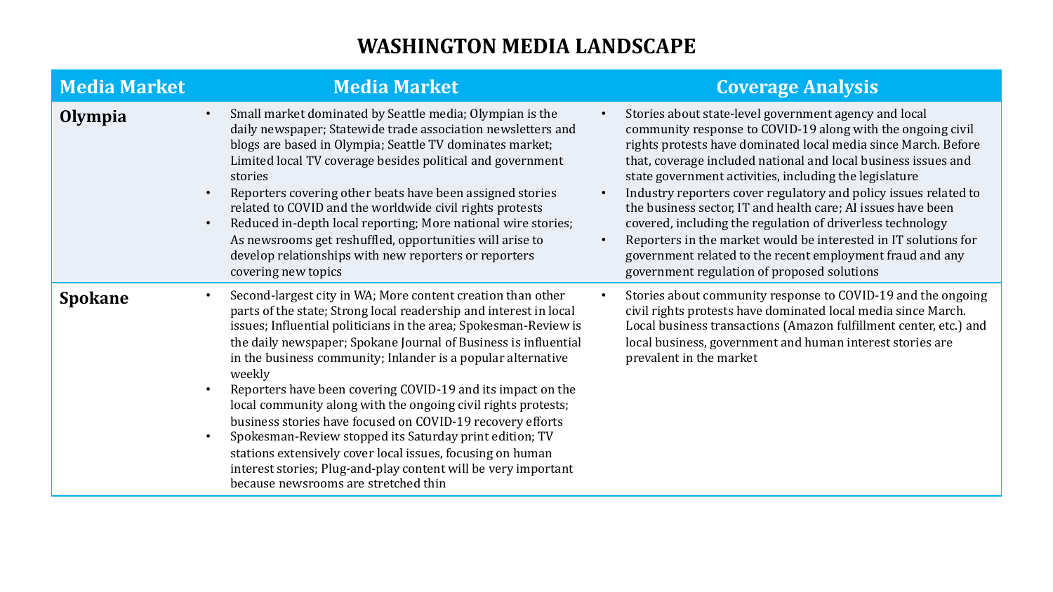# WASHINGTON MEDIA LANDSCAPE

| Media Market | Media Market | Coverage Analysis |
|---|---|---|
| **Olympia** | • Small market dominated by Seattle media; Olympian is the daily newspaper; Statewide trade association newsletters and blogs are based in Olympia; Seattle TV dominates market; Limited local TV coverage besides political and government stories<br>• Reporters covering other beats have been assigned stories related to COVID and the worldwide civil rights protests<br>• Reduced in-depth local reporting; More national wire stories; As newsrooms get reshuffled, opportunities will arise to develop relationships with new reporters or reporters covering new topics | • Stories about state-level government agency and local community response to COVID-19 along with the ongoing civil rights protests have dominated local media since March. Before that, coverage included national and local business issues and state government activities, including the legislature<br>• Industry reporters cover regulatory and policy issues related to the business sector, IT and health care; AI issues have been covered, including the regulation of driverless technology<br>• Reporters in the market would be interested in IT solutions for government related to the recent employment fraud and any government regulation of proposed solutions |
| **Spokane** | • Second-largest city in WA; More content creation than other parts of the state; Strong local readership and interest in local issues; Influential politicians in the area; Spokesman-Review is the daily newspaper; Spokane Journal of Business is influential in the business community; Inlander is a popular alternative weekly<br>• Reporters have been covering COVID-19 and its impact on the local community along with the ongoing civil rights protests; business stories have focused on COVID-19 recovery efforts<br>• Spokesman-Review stopped its Saturday print edition; TV stations extensively cover local issues, focusing on human interest stories; Plug-and-play content will be very important because newsrooms are stretched thin | • Stories about community response to COVID-19 and the ongoing civil rights protests have dominated local media since March. Local business transactions (Amazon fulfillment center, etc.) and local business, government and human interest stories are prevalent in the market |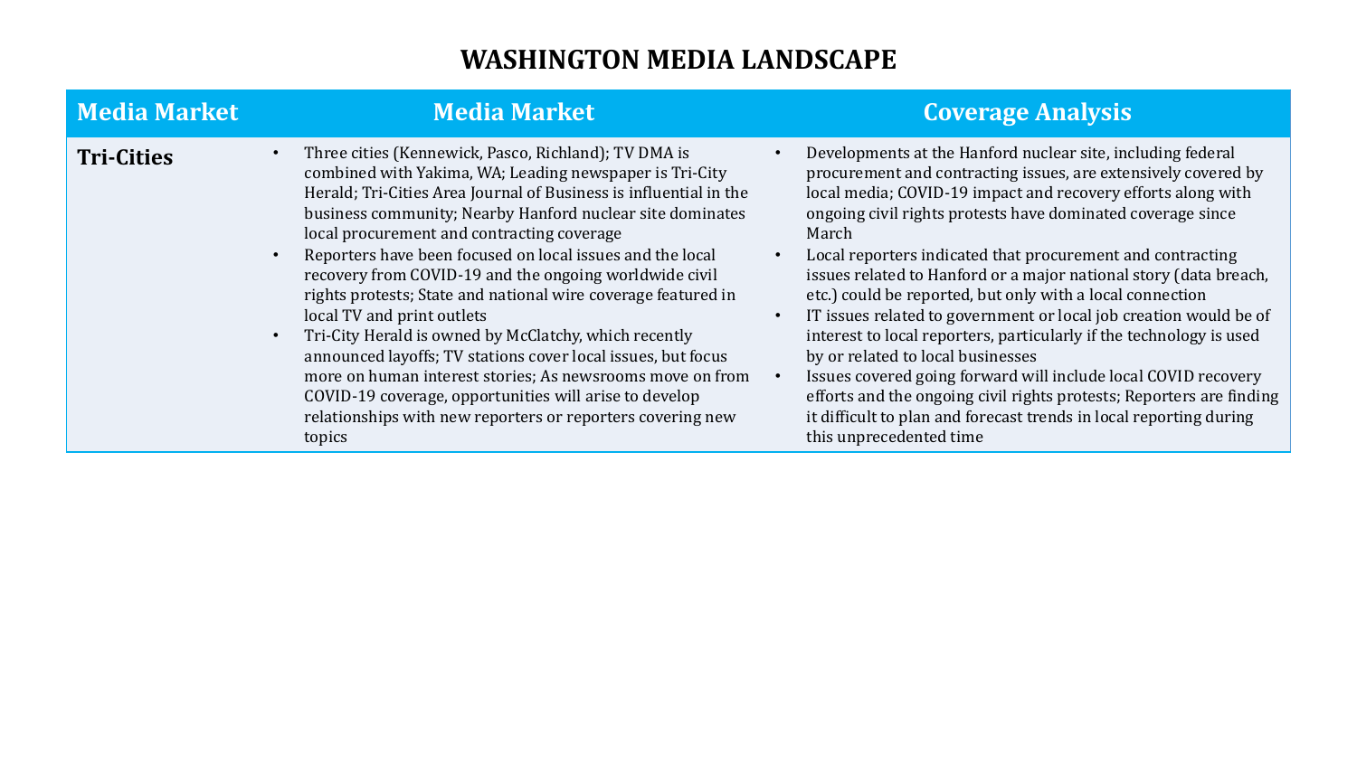# WASHINGTON MEDIA LANDSCAPE

| Media Market | Media Market | Coverage Analysis |
|---|---|---|
| **Tri-Cities** | • Three cities (Kennewick, Pasco, Richland); TV DMA is combined with Yakima, WA; Leading newspaper is Tri-City Herald; Tri-Cities Area Journal of Business is influential in the business community; Nearby Hanford nuclear site dominates local procurement and contracting coverage<br>• Reporters have been focused on local issues and the local recovery from COVID-19 and the ongoing worldwide civil rights protests; State and national wire coverage featured in local TV and print outlets<br>• Tri-City Herald is owned by McClatchy, which recently announced layoffs; TV stations cover local issues, but focus more on human interest stories; As newsrooms move on from COVID-19 coverage, opportunities will arise to develop relationships with new reporters or reporters covering new topics | • Developments at the Hanford nuclear site, including federal procurement and contracting issues, are extensively covered by local media; COVID-19 impact and recovery efforts along with ongoing civil rights protests have dominated coverage since March<br>• Local reporters indicated that procurement and contracting issues related to Hanford or a major national story (data breach, etc.) could be reported, but only with a local connection<br>• IT issues related to government or local job creation would be of interest to local reporters, particularly if the technology is used by or related to local businesses<br>• Issues covered going forward will include local COVID recovery efforts and the ongoing civil rights protests; Reporters are finding it difficult to plan and forecast trends in local reporting during this unprecedented time |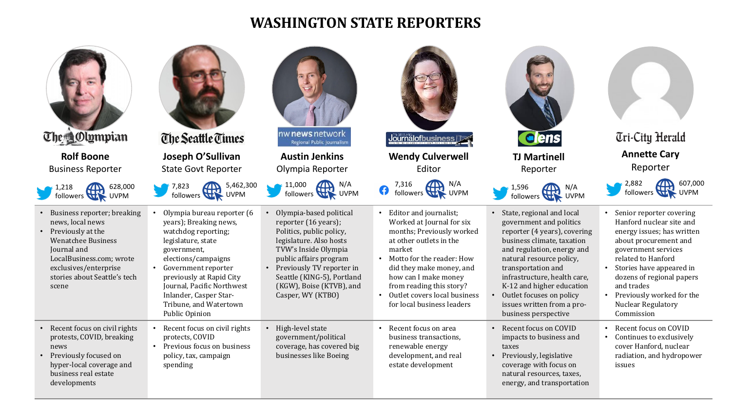# WASHINGTON STATE REPORTERS

| The Olympian | The Seattle Times | nw news network (Regional Public Journalism) | Journal of Business | cens | Tri-City Herald |
|---|---|---|---|---|---|
| **Rolf Boone**<br>Business Reporter | **Joseph O'Sullivan**<br>State Govt Reporter | **Austin Jenkins**<br>Olympia Reporter | **Wendy Culverwell**<br>Editor | **TJ Martinell**<br>Reporter | **Annette Cary**<br>Reporter |
| 1,218 followers; 628,000 UVPM | 7,823 followers; 5,462,300 UVPM | 11,000 followers; N/A UVPM | 7,316 followers; N/A UVPM | 1,596 followers; N/A UVPM | 2,882 followers; 607,000 UVPM |
| • Business reporter; breaking news, local news<br>• Previously at the Wenatchee Business Journal and LocalBusiness.com; wrote exclusives/enterprise stories about Seattle's tech scene | • Olympia bureau reporter (6 years); Breaking news, watchdog reporting; legislature, state government, elections/campaigns<br>• Government reporter previously at Rapid City Journal, Pacific Northwest Inlander, Casper Star-Tribune, and Watertown Public Opinion | • Olympia-based political reporter (16 years); Politics, public policy, legislature. Also hosts TVW's Inside Olympia public affairs program<br>• Previously TV reporter in Seattle (KING-5), Portland (KGW), Boise (KTVB), and Casper, WY (KTBO) | • Editor and journalist; Worked at Journal for six months; Previously worked at other outlets in the market<br>• Motto for the reader: How did they make money, and how can I make money from reading this story?<br>• Outlet covers local business for local business leaders | • State, regional and local government and politics reporter (4 years), covering business climate, taxation and regulation, energy and natural resource policy, transportation and infrastructure, health care, K-12 and higher education<br>• Outlet focuses on policy issues written from a pro-business perspective | • Senior reporter covering Hanford nuclear site and energy issues; has written about procurement and government services related to Hanford<br>• Stories have appeared in dozens of regional papers and trades<br>• Previously worked for the Nuclear Regulatory Commission |
| • Recent focus on civil rights protests, COVID, breaking news<br>• Previously focused on hyper-local coverage and business real estate developments | • Recent focus on civil rights protects, COVID<br>• Previous focus on business policy, tax, campaign spending | • High-level state government/political coverage, has covered big businesses like Boeing | • Recent focus on area business transactions, renewable energy development, and real estate development | • Recent focus on COVID impacts to business and taxes<br>• Previously, legislative coverage with focus on natural resources, taxes, energy, and transportation | • Recent focus on COVID<br>• Continues to exclusively cover Hanford, nuclear radiation, and hydropower issues |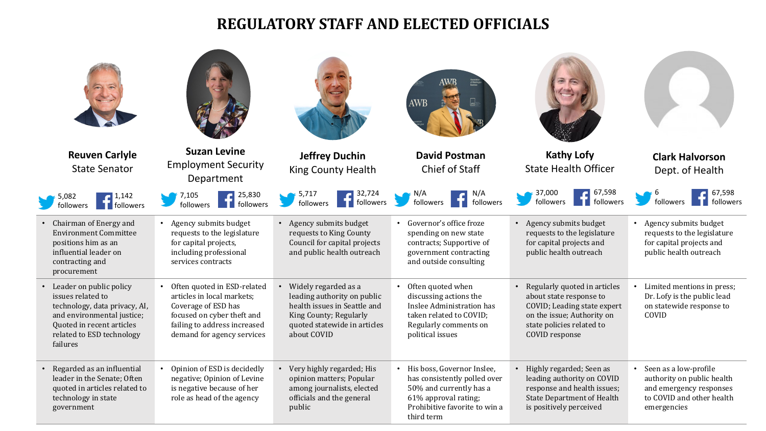# REGULATORY STAFF AND ELECTED OFFICIALS

| Reuven Carlyle<br>State Senator | Suzan Levine<br>Employment Security Department | Jeffrey Duchin<br>King County Health | David Postman<br>Chief of Staff | Kathy Lofy<br>State Health Officer | Clark Halvorson<br>Dept. of Health |
|---|---|---|---|---|---|
| Twitter: 5,082 followers; Facebook: 1,142 followers | Twitter: 7,105 followers; Facebook: 25,830 followers | Twitter: 5,717 followers; Facebook: 32,724 followers | Twitter: N/A followers; Facebook: N/A followers | Twitter: 37,000 followers; Facebook: 67,598 followers | Twitter: 6 followers; Facebook: 67,598 followers |
| • Chairman of Energy and Environment Committee positions him as an influential leader on contracting and procurement | • Agency submits budget requests to the legislature for capital projects, including professional services contracts | • Agency submits budget requests to King County Council for capital projects and public health outreach | • Governor's office froze spending on new state contracts; Supportive of government contracting and outside consulting | • Agency submits budget requests to the legislature for capital projects and public health outreach | • Agency submits budget requests to the legislature for capital projects and public health outreach |
| • Leader on public policy issues related to technology, data privacy, AI, and environmental justice; Quoted in recent articles related to ESD technology failures | • Often quoted in ESD-related articles in local markets; Coverage of ESD has focused on cyber theft and failing to address increased demand for agency services | • Widely regarded as a leading authority on public health issues in Seattle and King County; Regularly quoted statewide in articles about COVID | • Often quoted when discussing actions the Inslee Administration has taken related to COVID; Regularly comments on political issues | • Regularly quoted in articles about state response to COVID; Leading state expert on the issue; Authority on state policies related to COVID response | • Limited mentions in press; Dr. Lofy is the public lead on statewide response to COVID |
| • Regarded as an influential leader in the Senate; Often quoted in articles related to technology in state government | • Opinion of ESD is decidedly negative; Opinion of Levine is negative because of her role as head of the agency | • Very highly regarded; His opinion matters; Popular among journalists, elected officials and the general public | • His boss, Governor Inslee, has consistently polled over 50% and currently has a 61% approval rating; Prohibitive favorite to win a third term | • Highly regarded; Seen as leading authority on COVID response and health issues; State Department of Health is positively perceived | • Seen as a low-profile authority on public health and emergency responses to COVID and other health emergencies |